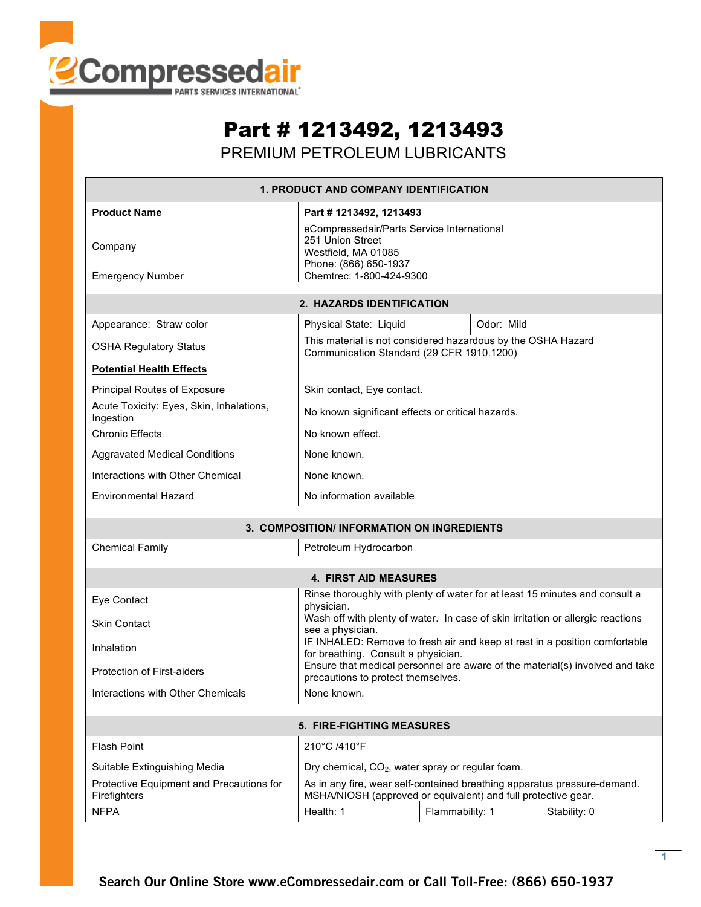# Part # 1213492, 1213493

## PREMIUM PETROLEUM LUBRICANTS

| 1. PRODUCT AND COMPANY IDENTIFICATION | |
|---|---|
| **Product Name** | **Part # 1213492, 1213493** |
| Company | eCompressedair/Parts Service International<br>251 Union Street<br>Westfield, MA 01085<br>Phone: (866) 650-1937 |
| Emergency Number | Chemtrec: 1-800-424-9300 |

| 2. HAZARDS IDENTIFICATION | | |
|---|---|---|
| Appearance: Straw color | Physical State: Liquid | Odor: Mild |
| OSHA Regulatory Status | This material is not considered hazardous by the OSHA Hazard Communication Standard (29 CFR 1910.1200) | |
| **Potential Health Effects** | | |
| Principal Routes of Exposure | Skin contact, Eye contact. | |
| Acute Toxicity: Eyes, Skin, Inhalations, Ingestion | No known significant effects or critical hazards. | |
| Chronic Effects | No known effect. | |
| Aggravated Medical Conditions | None known. | |
| Interactions with Other Chemical | None known. | |
| Environmental Hazard | No information available | |

| 3. COMPOSITION/ INFORMATION ON INGREDIENTS | |
|---|---|
| Chemical Family | Petroleum Hydrocarbon |

| 4. FIRST AID MEASURES | |
|---|---|
| Eye Contact | Rinse thoroughly with plenty of water for at least 15 minutes and consult a physician. |
| Skin Contact | Wash off with plenty of water. In case of skin irritation or allergic reactions see a physician. |
| Inhalation | IF INHALED: Remove to fresh air and keep at rest in a position comfortable for breathing. Consult a physician. |
| Protection of First-aiders | Ensure that medical personnel are aware of the material(s) involved and take precautions to protect themselves. |
| Interactions with Other Chemicals | None known. |

| 5. FIRE-FIGHTING MEASURES | | | |
|---|---|---|---|
| Flash Point | 210°C /410°F | | |
| Suitable Extinguishing Media | Dry chemical, $CO_2$, water spray or regular foam. | | |
| Protective Equipment and Precautions for Firefighters | As in any fire, wear self-contained breathing apparatus pressure-demand. MSHA/NIOSH (approved or equivalent) and full protective gear. | | |
| NFPA | Health: 1 | Flammability: 1 | Stability: 0 |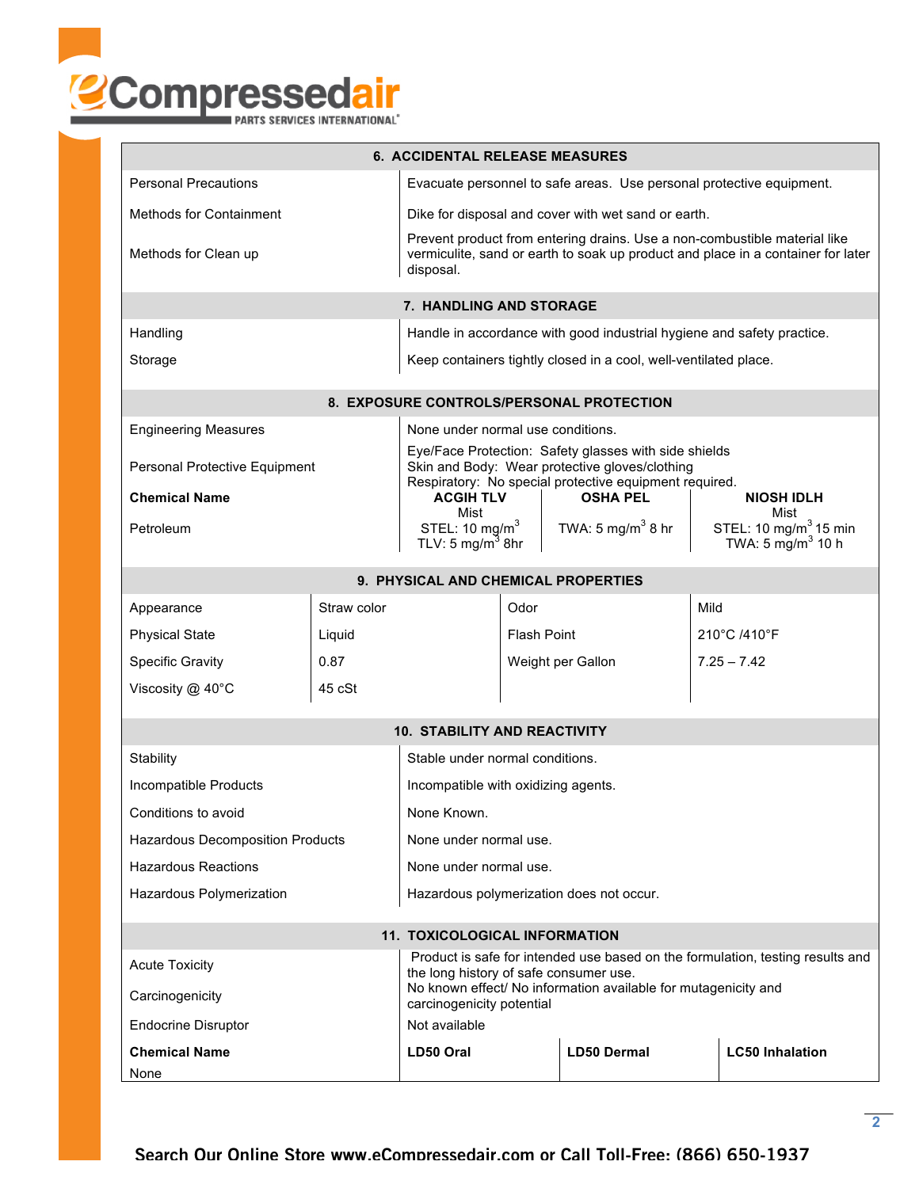## 6. ACCIDENTAL RELEASE MEASURES

| | |
|---|---|
| Personal Precautions | Evacuate personnel to safe areas. Use personal protective equipment. |
| Methods for Containment | Dike for disposal and cover with wet sand or earth. |
| Methods for Clean up | Prevent product from entering drains. Use a non-combustible material like vermiculite, sand or earth to soak up product and place in a container for later disposal. |

## 7. HANDLING AND STORAGE

| | |
|---|---|
| Handling | Handle in accordance with good industrial hygiene and safety practice. |
| Storage | Keep containers tightly closed in a cool, well-ventilated place. |

## 8. EXPOSURE CONTROLS/PERSONAL PROTECTION

| | |
|---|---|
| Engineering Measures | None under normal use conditions. |
| Personal Protective Equipment | Eye/Face Protection: Safety glasses with side shields<br>Skin and Body: Wear protective gloves/clothing<br>Respiratory: No special protective equipment required. |

| **Chemical Name** | **ACGIH TLV** | **OSHA PEL** | **NIOSH IDLH** |
|---|---|---|---|
| | Mist | | Mist |
| Petroleum | STEL: 10 $mg/m^3$<br>TLV: 5 $mg/m^3$ 8hr | TWA: 5 $mg/m^3$ 8 hr | STEL: 10 $mg/m^3$ 15 min<br>TWA: 5 $mg/m^3$ 10 h |

## 9. PHYSICAL AND CHEMICAL PROPERTIES

| | | | |
|---|---|---|---|
| Appearance | Straw color | Odor | Mild |
| Physical State | Liquid | Flash Point | 210°C /410°F |
| Specific Gravity | 0.87 | Weight per Gallon | 7.25 – 7.42 |
| Viscosity @ 40°C | 45 cSt | | |

## 10. STABILITY AND REACTIVITY

| | |
|---|---|
| Stability | Stable under normal conditions. |
| Incompatible Products | Incompatible with oxidizing agents. |
| Conditions to avoid | None Known. |
| Hazardous Decomposition Products | None under normal use. |
| Hazardous Reactions | None under normal use. |
| Hazardous Polymerization | Hazardous polymerization does not occur. |

## 11. TOXICOLOGICAL INFORMATION

| | |
|---|---|
| Acute Toxicity | Product is safe for intended use based on the formulation, testing results and the long history of safe consumer use. |
| Carcinogenicity | No known effect/ No information available for mutagenicity and carcinogenicity potential |
| Endocrine Disruptor | Not available |

| **Chemical Name** | **LD50 Oral** | **LD50 Dermal** | **LC50 Inhalation** |
|---|---|---|---|
| None | | | |

Search Our Online Store www.eCompressedair.com or Call Toll-Free: (866) 650-1937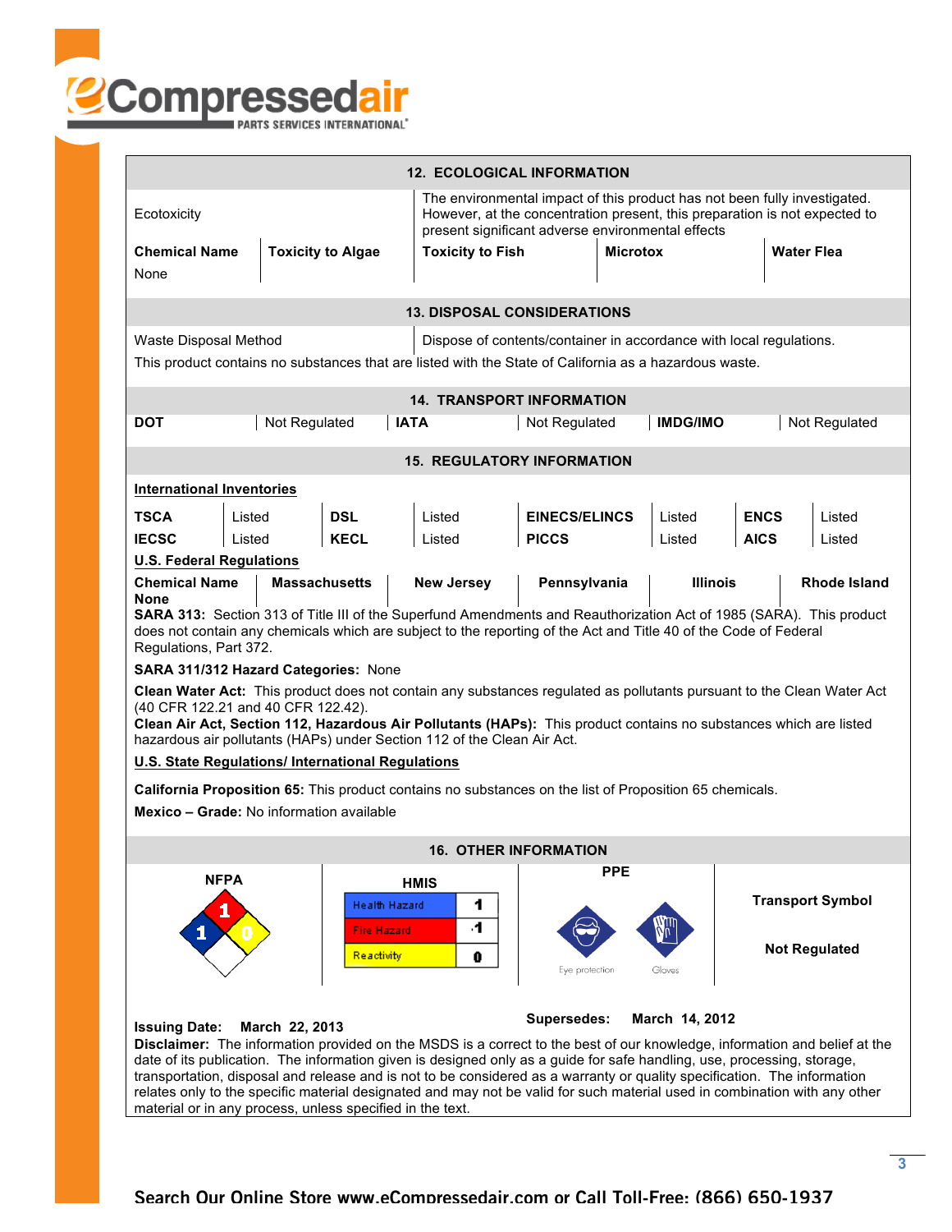## 12. ECOLOGICAL INFORMATION

Ecotoxicity — The environmental impact of this product has not been fully investigated. However, at the concentration present, this preparation is not expected to present significant adverse environmental effects

| Chemical Name | Toxicity to Algae | Toxicity to Fish | Microtox | Water Flea |
|---|---|---|---|---|
| None | | | | |

## 13. DISPOSAL CONSIDERATIONS

Waste Disposal Method — Dispose of contents/container in accordance with local regulations.

This product contains no substances that are listed with the State of California as a hazardous waste.

## 14. TRANSPORT INFORMATION

| | | | | | |
|---|---|---|---|---|---|
| **DOT** | Not Regulated | **IATA** | Not Regulated | **IMDG/IMO** | Not Regulated |

## 15. REGULATORY INFORMATION

**International Inventories**

| | | | | | | | |
|---|---|---|---|---|---|---|---|
| **TSCA** | Listed | **DSL** | Listed | **EINECS/ELINCS** | Listed | **ENCS** | Listed |
| **IECSC** | Listed | **KECL** | Listed | **PICCS** | Listed | **AICS** | Listed |

**U.S. Federal Regulations**

| Chemical Name | Massachusetts | New Jersey | Pennsylvania | Illinois | Rhode Island |
|---|---|---|---|---|---|
| None | | | | | |

**SARA 313:** Section 313 of Title III of the Superfund Amendments and Reauthorization Act of 1985 (SARA). This product does not contain any chemicals which are subject to the reporting of the Act and Title 40 of the Code of Federal Regulations, Part 372.

**SARA 311/312 Hazard Categories:** None

**Clean Water Act:** This product does not contain any substances regulated as pollutants pursuant to the Clean Water Act (40 CFR 122.21 and 40 CFR 122.42).

**Clean Air Act, Section 112, Hazardous Air Pollutants (HAPs):** This product contains no substances which are listed hazardous air pollutants (HAPs) under Section 112 of the Clean Air Act.

**U.S. State Regulations/ International Regulations**

**California Proposition 65:** This product contains no substances on the list of Proposition 65 chemicals.

**Mexico – Grade:** No information available

## 16. OTHER INFORMATION

**NFPA**

1
1
0

**HMIS**

| | |
|---|---|
| Health Hazard | 1 |
| Fire Hazard | 1 |
| Reactivity | 0 |

**PPE**

Eye protection

Gloves

**Transport Symbol**

**Not Regulated**

**Issuing Date:** March 22, 2013

**Supersedes:** March 14, 2012

**Disclaimer:** The information provided on the MSDS is a correct to the best of our knowledge, information and belief at the date of its publication. The information given is designed only as a guide for safe handling, use, processing, storage, transportation, disposal and release and is not to be considered as a warranty or quality specification. The information relates only to the specific material designated and may not be valid for such material used in combination with any other material or in any process, unless specified in the text.